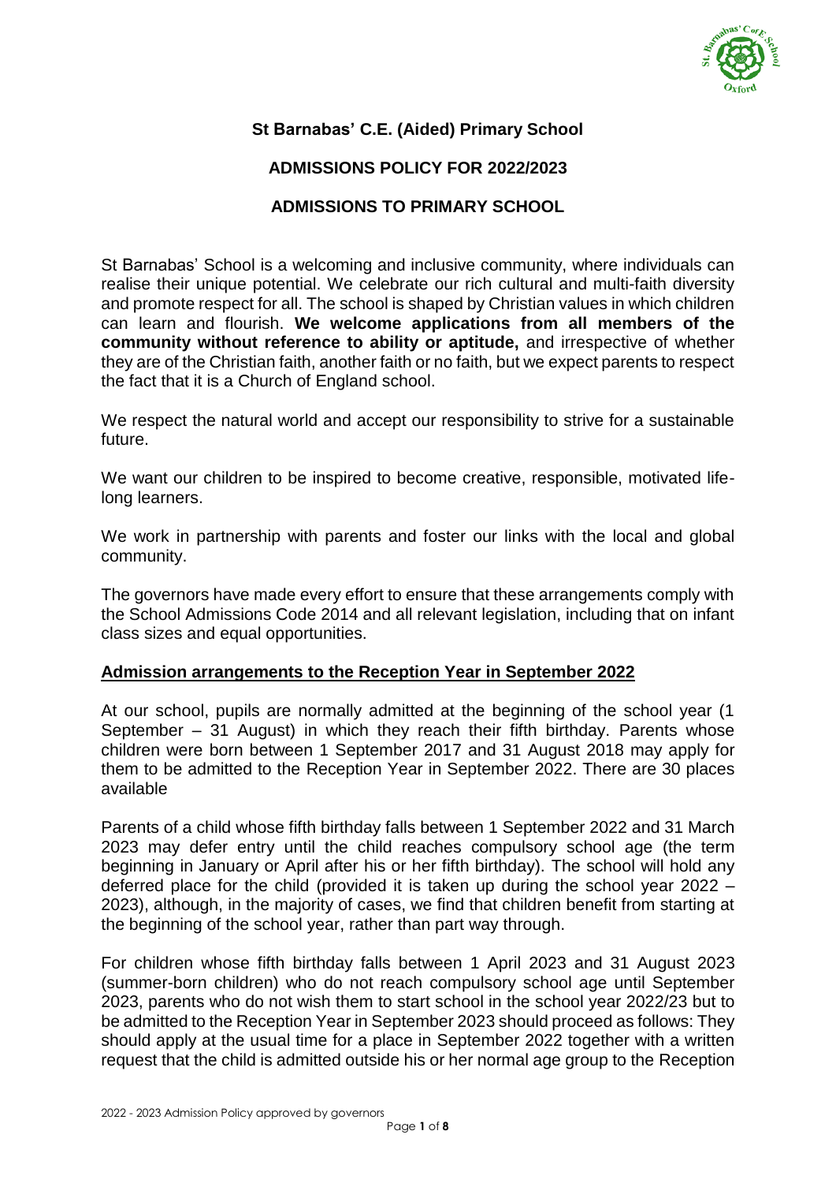# St Barnabas' C.E. (Aided) Primary School

## ADMISSIONS POLICY FOR 2022/2023

## ADMISSIONS TO PRIMARY SCHOOL

St Barnabas' School is a welcoming and inclusive community, where individuals can realise their unique potential. We celebrate our rich cultural and multi-faith diversity and promote respect for all. The school is shaped by Christian values in which children can learn and flourish. **We welcome applications from all members of the community without reference to ability or aptitude,** and irrespective of whether they are of the Christian faith, another faith or no faith, but we expect parents to respect the fact that it is a Church of England school.

We respect the natural world and accept our responsibility to strive for a sustainable future.

We want our children to be inspired to become creative, responsible, motivated life-long learners.

We work in partnership with parents and foster our links with the local and global community.

The governors have made every effort to ensure that these arrangements comply with the School Admissions Code 2014 and all relevant legislation, including that on infant class sizes and equal opportunities.

### Admission arrangements to the Reception Year in September 2022

At our school, pupils are normally admitted at the beginning of the school year (1 September – 31 August) in which they reach their fifth birthday. Parents whose children were born between 1 September 2017 and 31 August 2018 may apply for them to be admitted to the Reception Year in September 2022. There are 30 places available

Parents of a child whose fifth birthday falls between 1 September 2022 and 31 March 2023 may defer entry until the child reaches compulsory school age (the term beginning in January or April after his or her fifth birthday). The school will hold any deferred place for the child (provided it is taken up during the school year 2022 – 2023), although, in the majority of cases, we find that children benefit from starting at the beginning of the school year, rather than part way through.

For children whose fifth birthday falls between 1 April 2023 and 31 August 2023 (summer-born children) who do not reach compulsory school age until September 2023, parents who do not wish them to start school in the school year 2022/23 but to be admitted to the Reception Year in September 2023 should proceed as follows: They should apply at the usual time for a place in September 2022 together with a written request that the child is admitted outside his or her normal age group to the Reception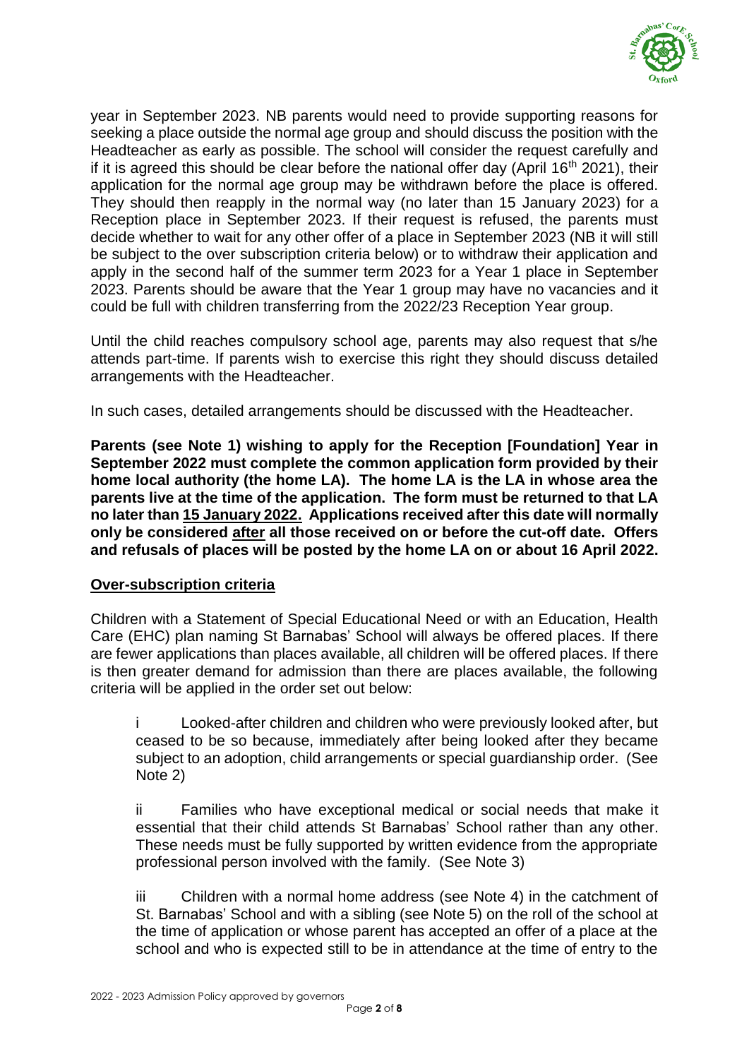year in September 2023. NB parents would need to provide supporting reasons for seeking a place outside the normal age group and should discuss the position with the Headteacher as early as possible. The school will consider the request carefully and if it is agreed this should be clear before the national offer day (April 16th 2021), their application for the normal age group may be withdrawn before the place is offered. They should then reapply in the normal way (no later than 15 January 2023) for a Reception place in September 2023. If their request is refused, the parents must decide whether to wait for any other offer of a place in September 2023 (NB it will still be subject to the over subscription criteria below) or to withdraw their application and apply in the second half of the summer term 2023 for a Year 1 place in September 2023. Parents should be aware that the Year 1 group may have no vacancies and it could be full with children transferring from the 2022/23 Reception Year group.

Until the child reaches compulsory school age, parents may also request that s/he attends part-time. If parents wish to exercise this right they should discuss detailed arrangements with the Headteacher.

In such cases, detailed arrangements should be discussed with the Headteacher.

**Parents (see Note 1) wishing to apply for the Reception [Foundation] Year in September 2022 must complete the common application form provided by their home local authority (the home LA). The home LA is the LA in whose area the parents live at the time of the application. The form must be returned to that LA no later than <u>15 January 2022.</u> Applications received after this date will normally only be considered <u>after</u> all those received on or before the cut-off date. Offers and refusals of places will be posted by the home LA on or about 16 April 2022.**

## <u>Over-subscription criteria</u>

Children with a Statement of Special Educational Need or with an Education, Health Care (EHC) plan naming St Barnabas' School will always be offered places. If there are fewer applications than places available, all children will be offered places. If there is then greater demand for admission than there are places available, the following criteria will be applied in the order set out below:

i Looked-after children and children who were previously looked after, but ceased to be so because, immediately after being looked after they became subject to an adoption, child arrangements or special guardianship order. (See Note 2)

ii Families who have exceptional medical or social needs that make it essential that their child attends St Barnabas' School rather than any other. These needs must be fully supported by written evidence from the appropriate professional person involved with the family. (See Note 3)

iii Children with a normal home address (see Note 4) in the catchment of St. Barnabas' School and with a sibling (see Note 5) on the roll of the school at the time of application or whose parent has accepted an offer of a place at the school and who is expected still to be in attendance at the time of entry to the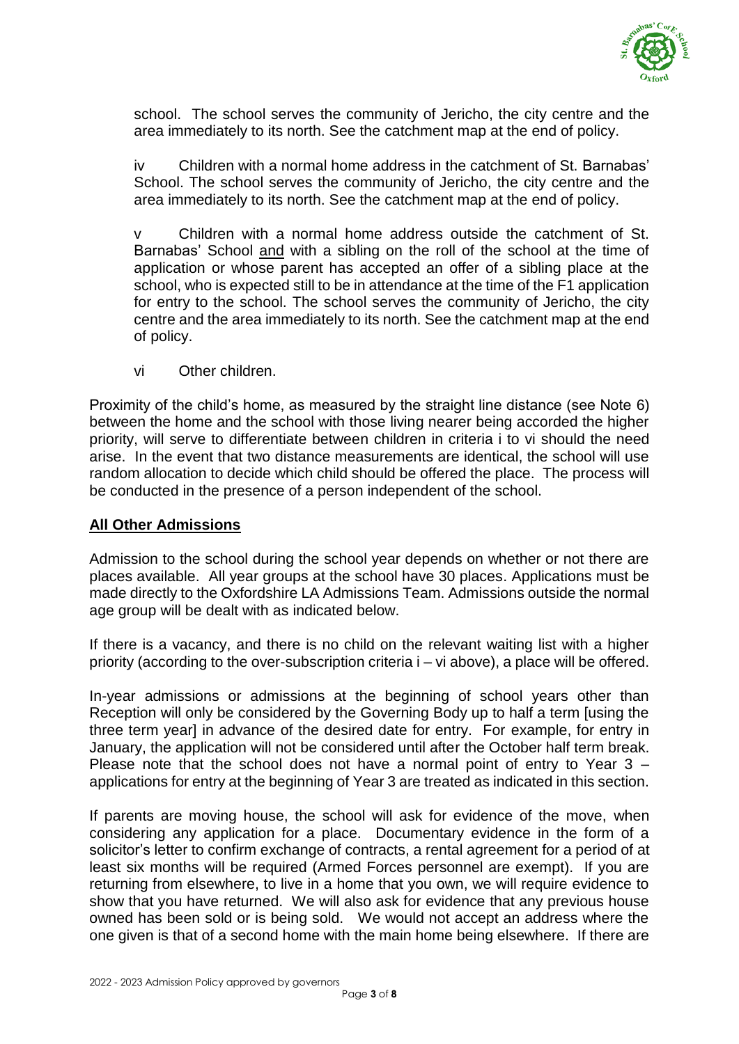school. The school serves the community of Jericho, the city centre and the area immediately to its north. See the catchment map at the end of policy.

iv Children with a normal home address in the catchment of St. Barnabas' School. The school serves the community of Jericho, the city centre and the area immediately to its north. See the catchment map at the end of policy.

v Children with a normal home address outside the catchment of St. Barnabas' School <u>and</u> with a sibling on the roll of the school at the time of application or whose parent has accepted an offer of a sibling place at the school, who is expected still to be in attendance at the time of the F1 application for entry to the school. The school serves the community of Jericho, the city centre and the area immediately to its north. See the catchment map at the end of policy.

vi Other children.

Proximity of the child's home, as measured by the straight line distance (see Note 6) between the home and the school with those living nearer being accorded the higher priority, will serve to differentiate between children in criteria i to vi should the need arise. In the event that two distance measurements are identical, the school will use random allocation to decide which child should be offered the place. The process will be conducted in the presence of a person independent of the school.

## **<u>All Other Admissions</u>**

Admission to the school during the school year depends on whether or not there are places available. All year groups at the school have 30 places. Applications must be made directly to the Oxfordshire LA Admissions Team. Admissions outside the normal age group will be dealt with as indicated below.

If there is a vacancy, and there is no child on the relevant waiting list with a higher priority (according to the over-subscription criteria i – vi above), a place will be offered.

In-year admissions or admissions at the beginning of school years other than Reception will only be considered by the Governing Body up to half a term [using the three term year] in advance of the desired date for entry. For example, for entry in January, the application will not be considered until after the October half term break. Please note that the school does not have a normal point of entry to Year 3 – applications for entry at the beginning of Year 3 are treated as indicated in this section.

If parents are moving house, the school will ask for evidence of the move, when considering any application for a place. Documentary evidence in the form of a solicitor's letter to confirm exchange of contracts, a rental agreement for a period of at least six months will be required (Armed Forces personnel are exempt). If you are returning from elsewhere, to live in a home that you own, we will require evidence to show that you have returned. We will also ask for evidence that any previous house owned has been sold or is being sold. We would not accept an address where the one given is that of a second home with the main home being elsewhere. If there are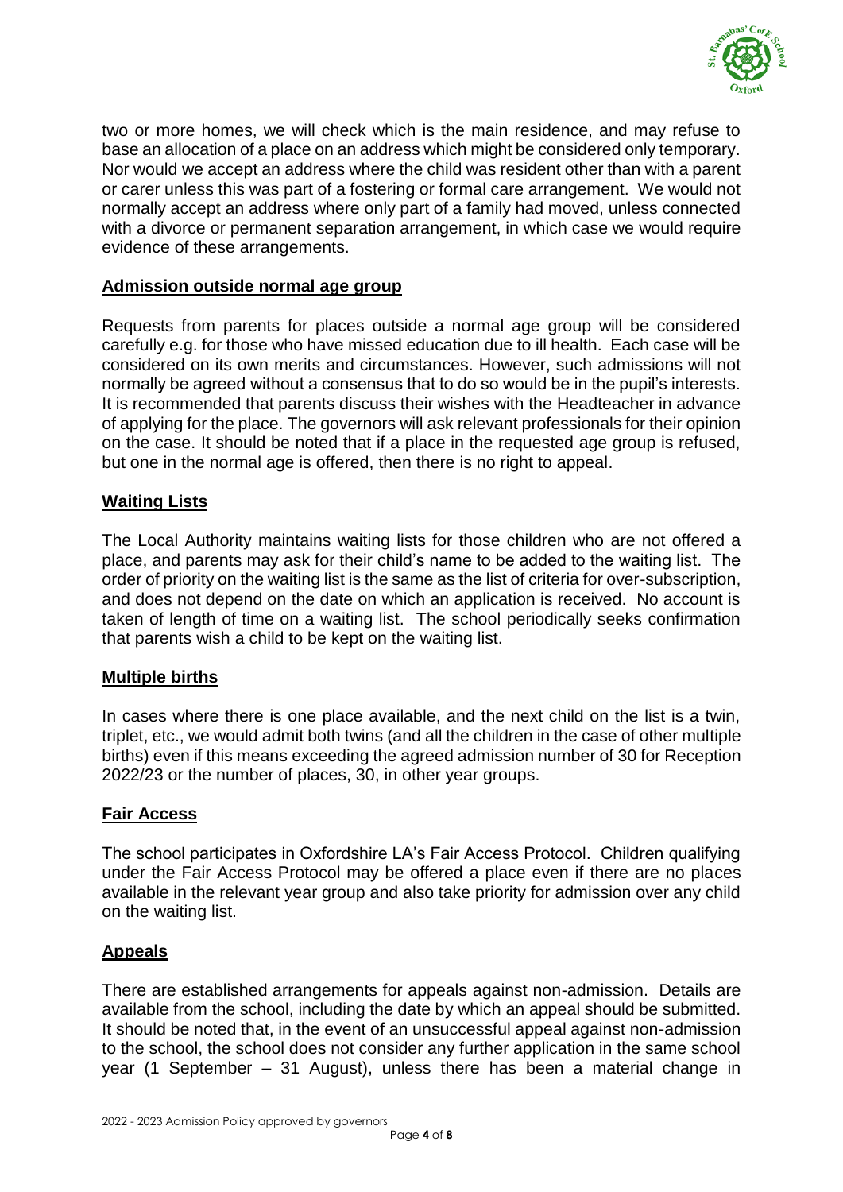two or more homes, we will check which is the main residence, and may refuse to base an allocation of a place on an address which might be considered only temporary. Nor would we accept an address where the child was resident other than with a parent or carer unless this was part of a fostering or formal care arrangement. We would not normally accept an address where only part of a family had moved, unless connected with a divorce or permanent separation arrangement, in which case we would require evidence of these arrangements.

## Admission outside normal age group

Requests from parents for places outside a normal age group will be considered carefully e.g. for those who have missed education due to ill health. Each case will be considered on its own merits and circumstances. However, such admissions will not normally be agreed without a consensus that to do so would be in the pupil's interests. It is recommended that parents discuss their wishes with the Headteacher in advance of applying for the place. The governors will ask relevant professionals for their opinion on the case. It should be noted that if a place in the requested age group is refused, but one in the normal age is offered, then there is no right to appeal.

## Waiting Lists

The Local Authority maintains waiting lists for those children who are not offered a place, and parents may ask for their child's name to be added to the waiting list. The order of priority on the waiting list is the same as the list of criteria for over-subscription, and does not depend on the date on which an application is received. No account is taken of length of time on a waiting list. The school periodically seeks confirmation that parents wish a child to be kept on the waiting list.

## Multiple births

In cases where there is one place available, and the next child on the list is a twin, triplet, etc., we would admit both twins (and all the children in the case of other multiple births) even if this means exceeding the agreed admission number of 30 for Reception 2022/23 or the number of places, 30, in other year groups.

## Fair Access

The school participates in Oxfordshire LA's Fair Access Protocol. Children qualifying under the Fair Access Protocol may be offered a place even if there are no places available in the relevant year group and also take priority for admission over any child on the waiting list.

## Appeals

There are established arrangements for appeals against non-admission. Details are available from the school, including the date by which an appeal should be submitted. It should be noted that, in the event of an unsuccessful appeal against non-admission to the school, the school does not consider any further application in the same school year (1 September – 31 August), unless there has been a material change in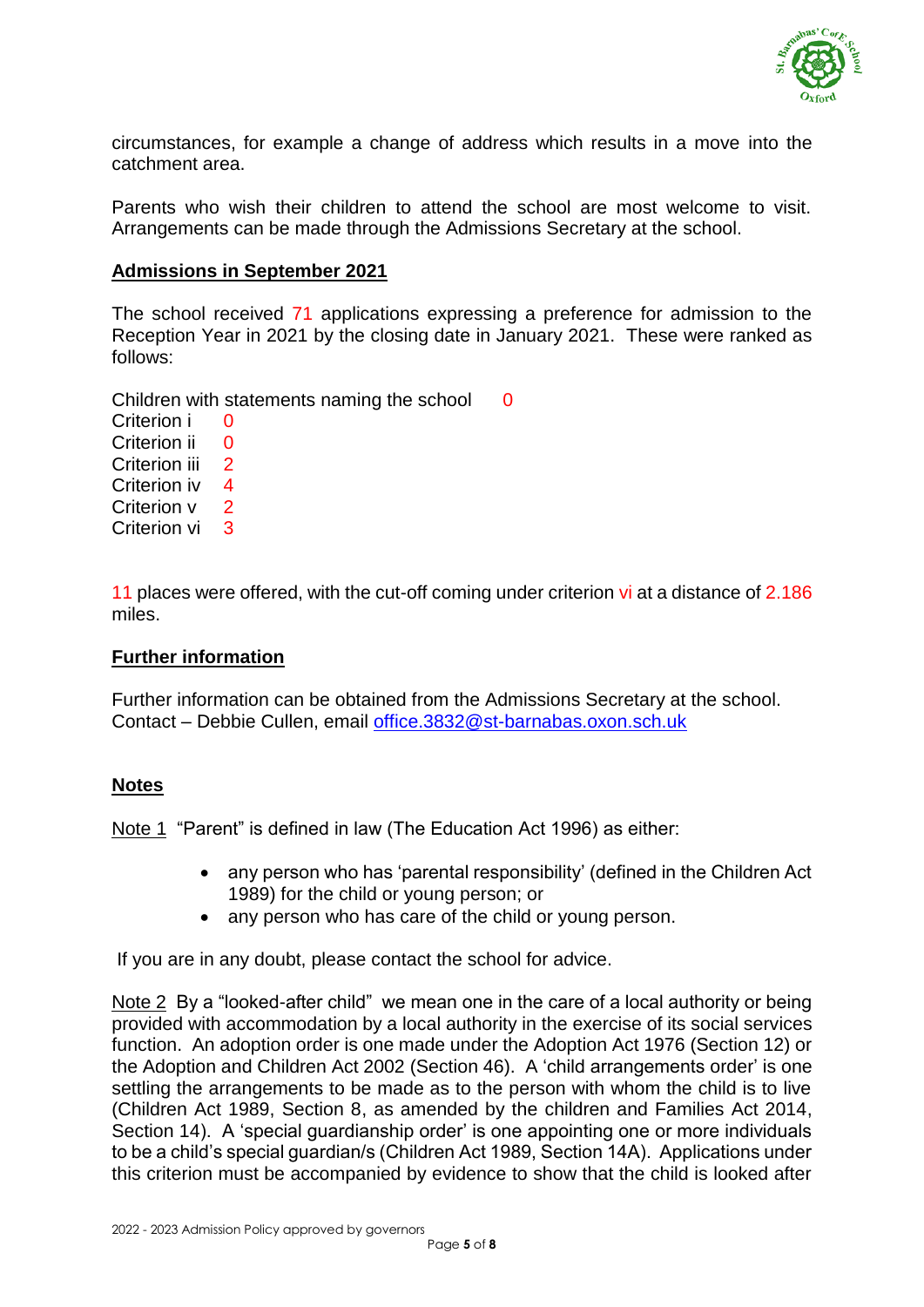circumstances, for example a change of address which results in a move into the catchment area.

Parents who wish their children to attend the school are most welcome to visit. Arrangements can be made through the Admissions Secretary at the school.

## Admissions in September 2021

The school received 71 applications expressing a preference for admission to the Reception Year in 2021 by the closing date in January 2021. These were ranked as follows:

Children with statements naming the school 0
Criterion i 0
Criterion ii 0
Criterion iii 2
Criterion iv 4
Criterion v 2
Criterion vi 3

11 places were offered, with the cut-off coming under criterion vi at a distance of 2.186 miles.

## Further information

Further information can be obtained from the Admissions Secretary at the school.
Contact – Debbie Cullen, email office.3832@st-barnabas.oxon.sch.uk

## Notes

Note 1 "Parent" is defined in law (The Education Act 1996) as either:

- any person who has 'parental responsibility' (defined in the Children Act 1989) for the child or young person; or
- any person who has care of the child or young person.

If you are in any doubt, please contact the school for advice.

Note 2 By a "looked-after child" we mean one in the care of a local authority or being provided with accommodation by a local authority in the exercise of its social services function. An adoption order is one made under the Adoption Act 1976 (Section 12) or the Adoption and Children Act 2002 (Section 46). A 'child arrangements order' is one settling the arrangements to be made as to the person with whom the child is to live (Children Act 1989, Section 8, as amended by the children and Families Act 2014, Section 14). A 'special guardianship order' is one appointing one or more individuals to be a child's special guardian/s (Children Act 1989, Section 14A). Applications under this criterion must be accompanied by evidence to show that the child is looked after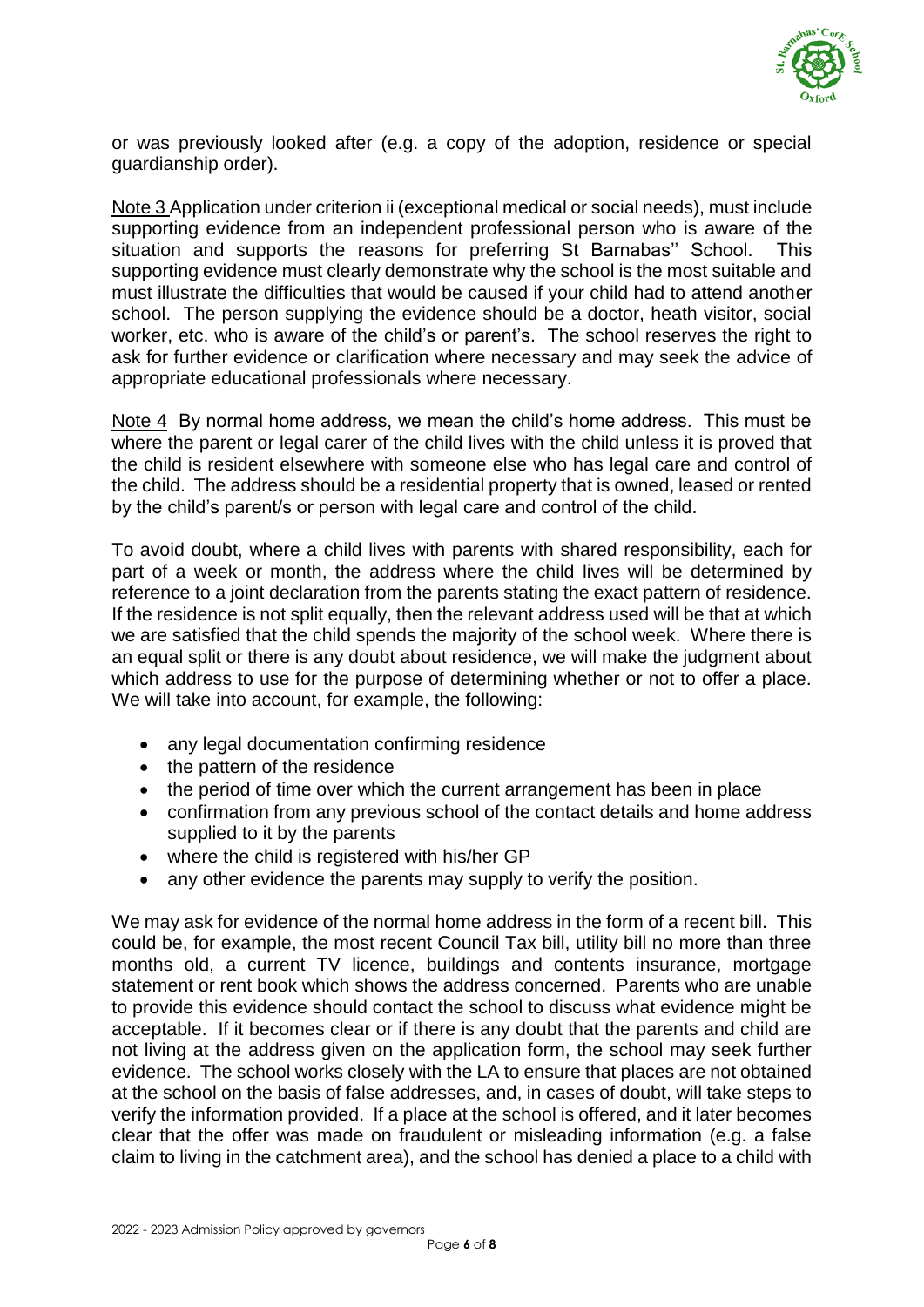or was previously looked after (e.g. a copy of the adoption, residence or special guardianship order).

Note 3 Application under criterion ii (exceptional medical or social needs), must include supporting evidence from an independent professional person who is aware of the situation and supports the reasons for preferring St Barnabas'' School. This supporting evidence must clearly demonstrate why the school is the most suitable and must illustrate the difficulties that would be caused if your child had to attend another school. The person supplying the evidence should be a doctor, heath visitor, social worker, etc. who is aware of the child's or parent's. The school reserves the right to ask for further evidence or clarification where necessary and may seek the advice of appropriate educational professionals where necessary.

Note 4 By normal home address, we mean the child's home address. This must be where the parent or legal carer of the child lives with the child unless it is proved that the child is resident elsewhere with someone else who has legal care and control of the child. The address should be a residential property that is owned, leased or rented by the child's parent/s or person with legal care and control of the child.

To avoid doubt, where a child lives with parents with shared responsibility, each for part of a week or month, the address where the child lives will be determined by reference to a joint declaration from the parents stating the exact pattern of residence. If the residence is not split equally, then the relevant address used will be that at which we are satisfied that the child spends the majority of the school week. Where there is an equal split or there is any doubt about residence, we will make the judgment about which address to use for the purpose of determining whether or not to offer a place. We will take into account, for example, the following:

- any legal documentation confirming residence
- the pattern of the residence
- the period of time over which the current arrangement has been in place
- confirmation from any previous school of the contact details and home address supplied to it by the parents
- where the child is registered with his/her GP
- any other evidence the parents may supply to verify the position.

We may ask for evidence of the normal home address in the form of a recent bill. This could be, for example, the most recent Council Tax bill, utility bill no more than three months old, a current TV licence, buildings and contents insurance, mortgage statement or rent book which shows the address concerned. Parents who are unable to provide this evidence should contact the school to discuss what evidence might be acceptable. If it becomes clear or if there is any doubt that the parents and child are not living at the address given on the application form, the school may seek further evidence. The school works closely with the LA to ensure that places are not obtained at the school on the basis of false addresses, and, in cases of doubt, will take steps to verify the information provided. If a place at the school is offered, and it later becomes clear that the offer was made on fraudulent or misleading information (e.g. a false claim to living in the catchment area), and the school has denied a place to a child with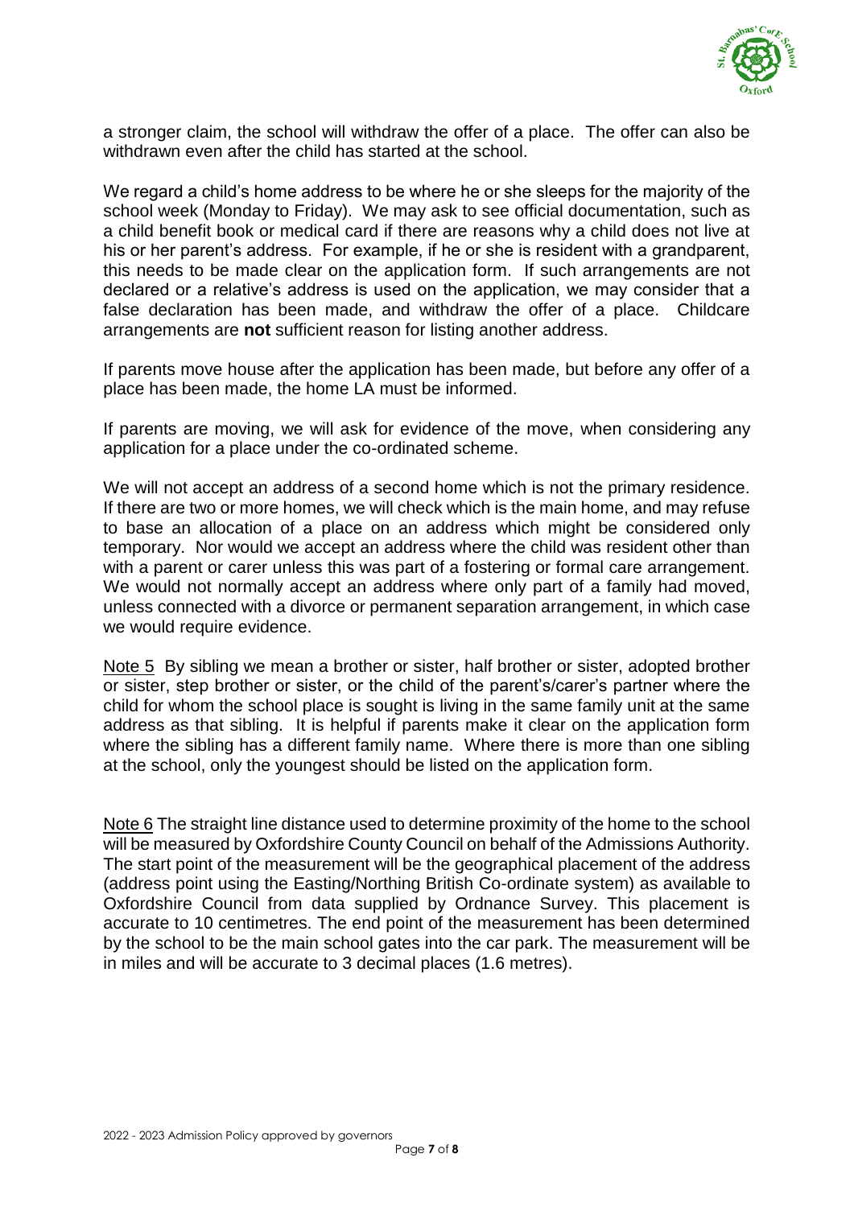a stronger claim, the school will withdraw the offer of a place. The offer can also be withdrawn even after the child has started at the school.

We regard a child's home address to be where he or she sleeps for the majority of the school week (Monday to Friday). We may ask to see official documentation, such as a child benefit book or medical card if there are reasons why a child does not live at his or her parent's address. For example, if he or she is resident with a grandparent, this needs to be made clear on the application form. If such arrangements are not declared or a relative's address is used on the application, we may consider that a false declaration has been made, and withdraw the offer of a place. Childcare arrangements are **not** sufficient reason for listing another address.

If parents move house after the application has been made, but before any offer of a place has been made, the home LA must be informed.

If parents are moving, we will ask for evidence of the move, when considering any application for a place under the co-ordinated scheme.

We will not accept an address of a second home which is not the primary residence. If there are two or more homes, we will check which is the main home, and may refuse to base an allocation of a place on an address which might be considered only temporary. Nor would we accept an address where the child was resident other than with a parent or carer unless this was part of a fostering or formal care arrangement. We would not normally accept an address where only part of a family had moved, unless connected with a divorce or permanent separation arrangement, in which case we would require evidence.

Note 5 By sibling we mean a brother or sister, half brother or sister, adopted brother or sister, step brother or sister, or the child of the parent's/carer's partner where the child for whom the school place is sought is living in the same family unit at the same address as that sibling. It is helpful if parents make it clear on the application form where the sibling has a different family name. Where there is more than one sibling at the school, only the youngest should be listed on the application form.

Note 6 The straight line distance used to determine proximity of the home to the school will be measured by Oxfordshire County Council on behalf of the Admissions Authority. The start point of the measurement will be the geographical placement of the address (address point using the Easting/Northing British Co-ordinate system) as available to Oxfordshire Council from data supplied by Ordnance Survey. This placement is accurate to 10 centimetres. The end point of the measurement has been determined by the school to be the main school gates into the car park. The measurement will be in miles and will be accurate to 3 decimal places (1.6 metres).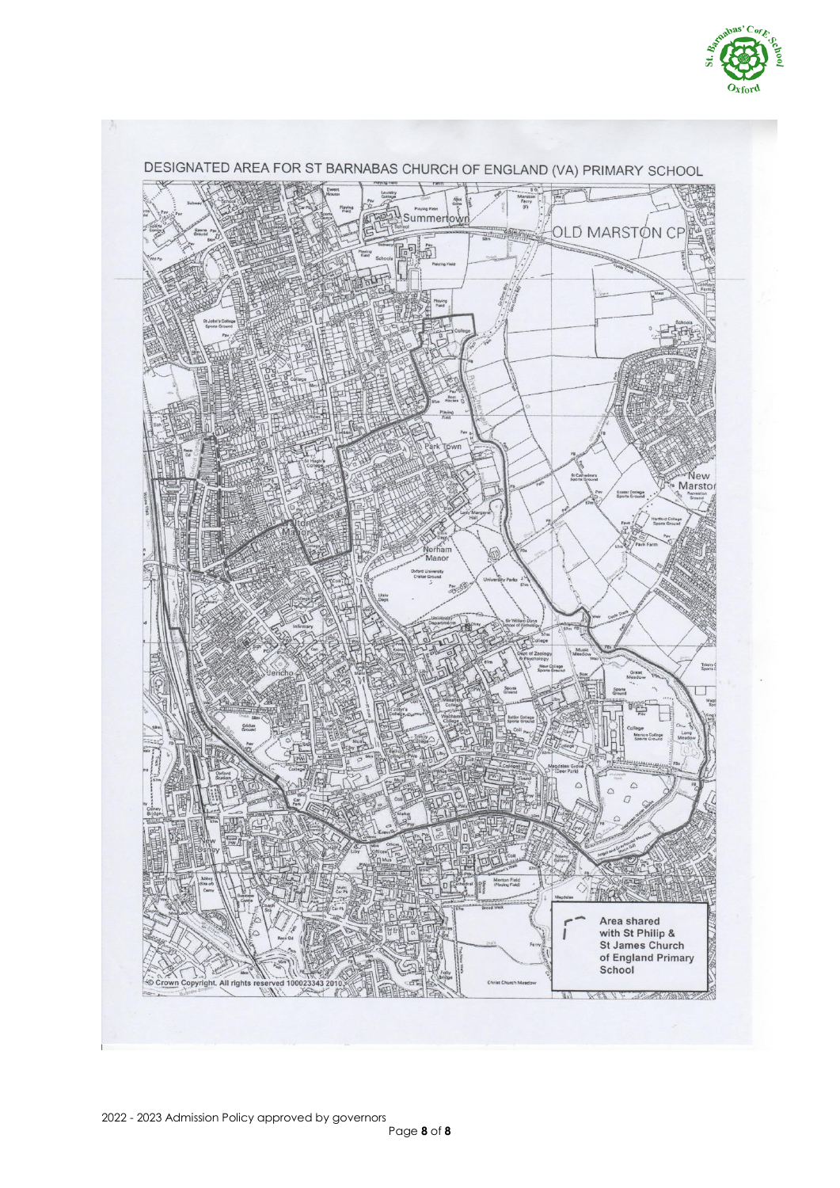DESIGNATED AREA FOR ST BARNABAS CHURCH OF ENGLAND (VA) PRIMARY SCHOOL

Area shared with St Philip & St James Church of England Primary School

© Crown Copyright. All rights reserved 100023343 2010

2022 - 2023 Admission Policy approved by governors